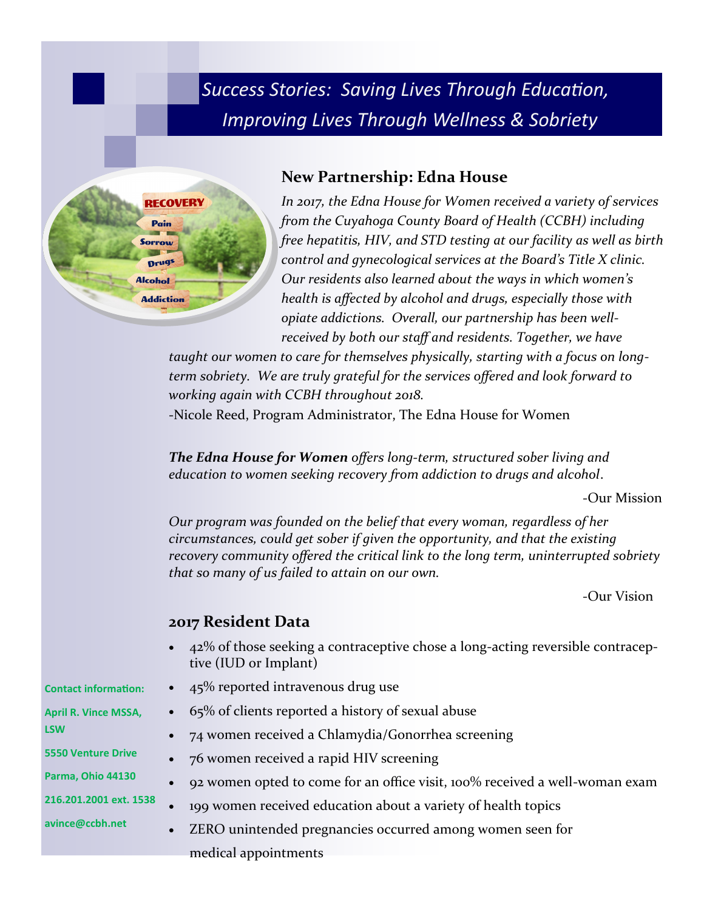# *Success Stories: Saving Lives Through Education, Improving Lives Through Wellness & Sobriety*

## New Partnership: Edna House

*In 2017, the Edna House for Women received a variety of services from the Cuyahoga County Board of Health (CCBH) including free hepatitis, HIV, and STD testing at our facility as well as birth control and gynecological services at the Board's Title X clinic. Our residents also learned about the ways in which women's health is affected by alcohol and drugs, especially those with opiate addictions. Overall, our partnership has been well-received by both our staff and residents. Together, we have taught our women to care for themselves physically, starting with a focus on long-term sobriety. We are truly grateful for the services offered and look forward to working again with CCBH throughout 2018.*

-Nicole Reed, Program Administrator, The Edna House for Women

***The Edna House for Women*** *offers long-term, structured sober living and education to women seeking recovery from addiction to drugs and alcohol*.

-Our Mission

*Our program was founded on the belief that every woman, regardless of her circumstances, could get sober if given the opportunity, and that the existing recovery community offered the critical link to the long term, uninterrupted sobriety that so many of us failed to attain on our own.*

-Our Vision

## 2017 Resident Data

- 42% of those seeking a contraceptive chose a long-acting reversible contraceptive (IUD or Implant)
- 45% reported intravenous drug use
- 65% of clients reported a history of sexual abuse
- 74 women received a Chlamydia/Gonorrhea screening
- 76 women received a rapid HIV screening
- 92 women opted to come for an office visit, 100% received a well-woman exam
- 199 women received education about a variety of health topics
- ZERO unintended pregnancies occurred among women seen for medical appointments

**Contact information:**

**April R. Vince MSSA, LSW**

**5550 Venture Drive**

**Parma, Ohio 44130**

**216.201.2001 ext. 1538**

**avince@ccbh.net**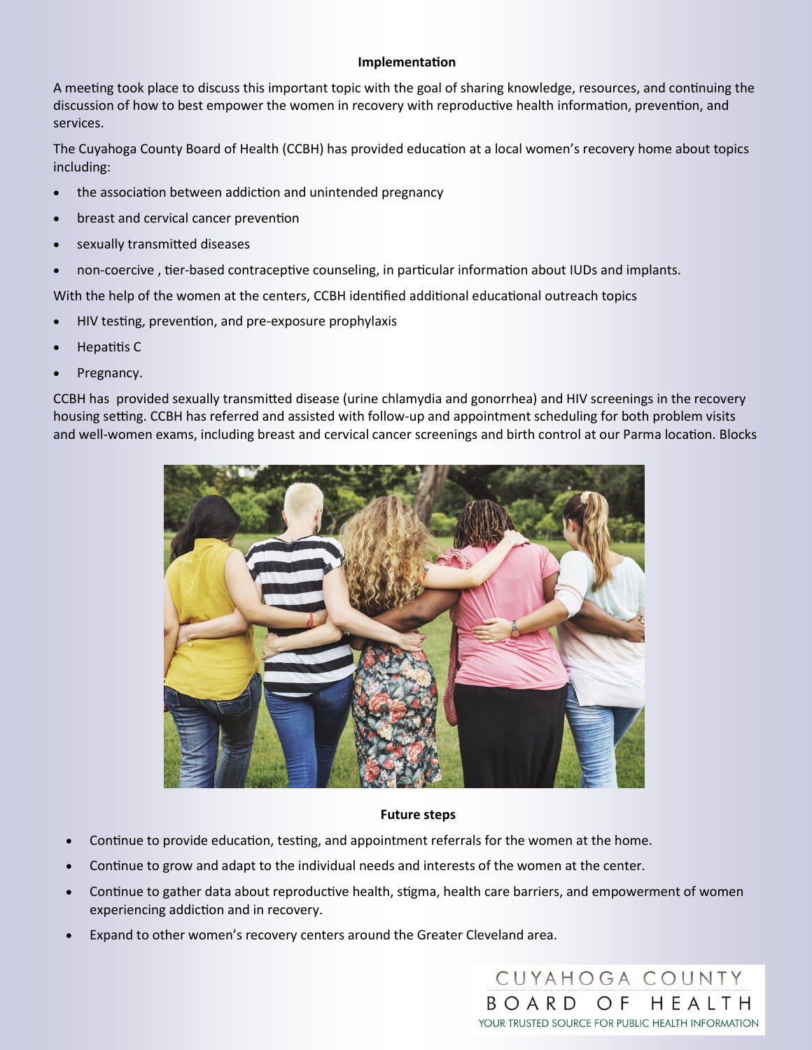## Implementation

A meeting took place to discuss this important topic with the goal of sharing knowledge, resources, and continuing the discussion of how to best empower the women in recovery with reproductive health information, prevention, and services.

The Cuyahoga County Board of Health (CCBH) has provided education at a local women's recovery home about topics including:

- the association between addiction and unintended pregnancy
- breast and cervical cancer prevention
- sexually transmitted diseases
- non-coercive , tier-based contraceptive counseling, in particular information about IUDs and implants.

With the help of the women at the centers, CCBH identified additional educational outreach topics

- HIV testing, prevention, and pre-exposure prophylaxis
- Hepatitis C
- Pregnancy.

CCBH has provided sexually transmitted disease (urine chlamydia and gonorrhea) and HIV screenings in the recovery housing setting. CCBH has referred and assisted with follow-up and appointment scheduling for both problem visits and well-women exams, including breast and cervical cancer screenings and birth control at our Parma location. Blocks

## Future steps

- Continue to provide education, testing, and appointment referrals for the women at the home.
- Continue to grow and adapt to the individual needs and interests of the women at the center.
- Continue to gather data about reproductive health, stigma, health care barriers, and empowerment of women experiencing addiction and in recovery.
- Expand to other women's recovery centers around the Greater Cleveland area.

CUYAHOGA COUNTY BOARD OF HEALTH
YOUR TRUSTED SOURCE FOR PUBLIC HEALTH INFORMATION